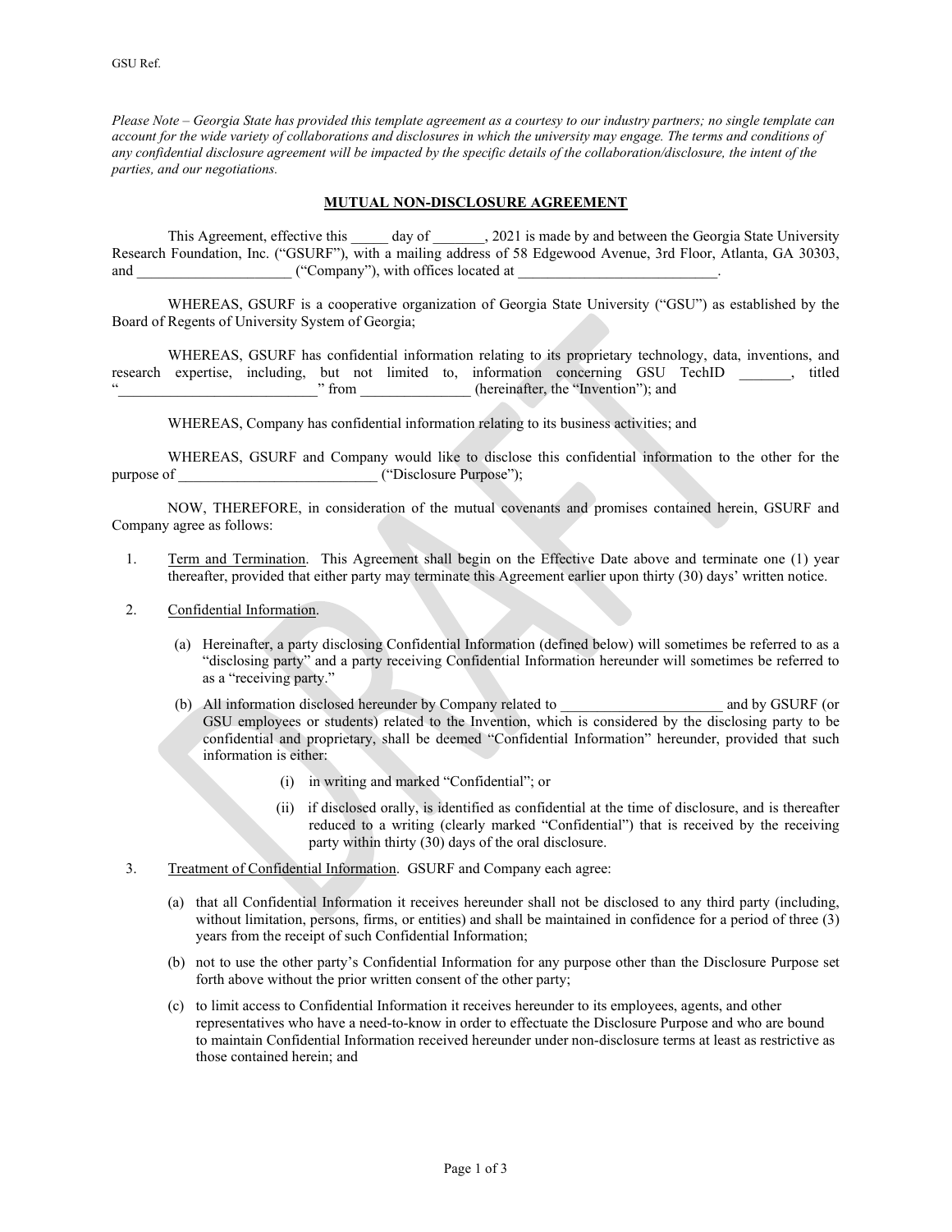GSU Ref.

*Please Note – Georgia State has provided this template agreement as a courtesy to our industry partners; no single template can account for the wide variety of collaborations and disclosures in which the university may engage. The terms and conditions of any confidential disclosure agreement will be impacted by the specific details of the collaboration/disclosure, the intent of the parties, and our negotiations.*

# MUTUAL NON-DISCLOSURE AGREEMENT

This Agreement, effective this _____ day of _______, 2021 is made by and between the Georgia State University Research Foundation, Inc. ("GSURF"), with a mailing address of 58 Edgewood Avenue, 3rd Floor, Atlanta, GA 30303, and _____________________ ("Company"), with offices located at ___________________________.

WHEREAS, GSURF is a cooperative organization of Georgia State University ("GSU") as established by the Board of Regents of University System of Georgia;

WHEREAS, GSURF has confidential information relating to its proprietary technology, data, inventions, and research expertise, including, but not limited to, information concerning GSU TechID _______, titled "___________________________" from _______________ (hereinafter, the "Invention"); and

WHEREAS, Company has confidential information relating to its business activities; and

WHEREAS, GSURF and Company would like to disclose this confidential information to the other for the purpose of ___________________________ ("Disclosure Purpose");

NOW, THEREFORE, in consideration of the mutual covenants and promises contained herein, GSURF and Company agree as follows:

1. Term and Termination. This Agreement shall begin on the Effective Date above and terminate one (1) year thereafter, provided that either party may terminate this Agreement earlier upon thirty (30) days' written notice.

2. Confidential Information.

   (a) Hereinafter, a party disclosing Confidential Information (defined below) will sometimes be referred to as a "disclosing party" and a party receiving Confidential Information hereunder will sometimes be referred to as a "receiving party."

   (b) All information disclosed hereunder by Company related to ______________________ and by GSURF (or GSU employees or students) related to the Invention, which is considered by the disclosing party to be confidential and proprietary, shall be deemed "Confidential Information" hereunder, provided that such information is either:

      (i) in writing and marked "Confidential"; or

      (ii) if disclosed orally, is identified as confidential at the time of disclosure, and is thereafter reduced to a writing (clearly marked "Confidential") that is received by the receiving party within thirty (30) days of the oral disclosure.

3. Treatment of Confidential Information. GSURF and Company each agree:

   (a) that all Confidential Information it receives hereunder shall not be disclosed to any third party (including, without limitation, persons, firms, or entities) and shall be maintained in confidence for a period of three (3) years from the receipt of such Confidential Information;

   (b) not to use the other party's Confidential Information for any purpose other than the Disclosure Purpose set forth above without the prior written consent of the other party;

   (c) to limit access to Confidential Information it receives hereunder to its employees, agents, and other representatives who have a need-to-know in order to effectuate the Disclosure Purpose and who are bound to maintain Confidential Information received hereunder under non-disclosure terms at least as restrictive as those contained herein; and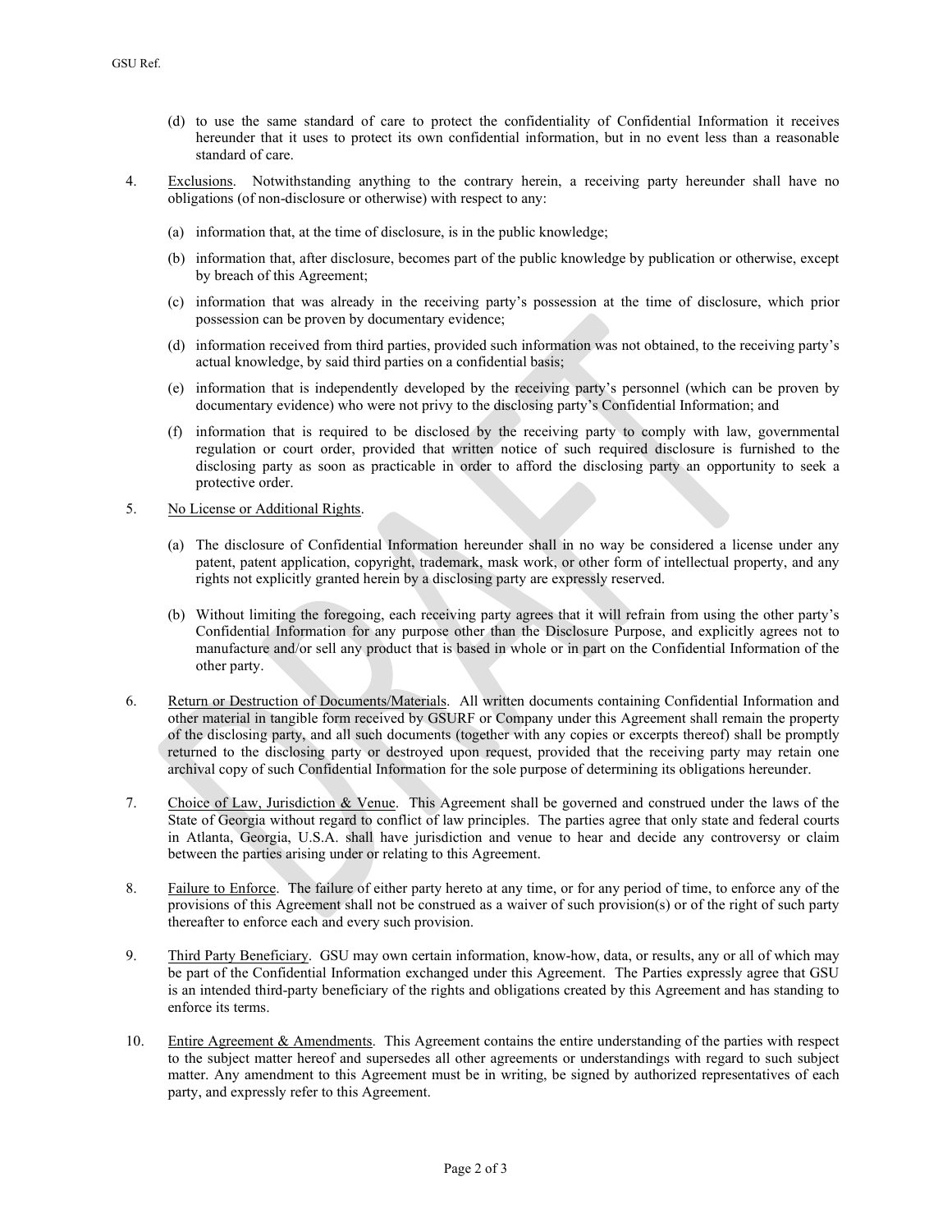(d) to use the same standard of care to protect the confidentiality of Confidential Information it receives hereunder that it uses to protect its own confidential information, but in no event less than a reasonable standard of care.

4. Exclusions. Notwithstanding anything to the contrary herein, a receiving party hereunder shall have no obligations (of non-disclosure or otherwise) with respect to any:

(a) information that, at the time of disclosure, is in the public knowledge;

(b) information that, after disclosure, becomes part of the public knowledge by publication or otherwise, except by breach of this Agreement;

(c) information that was already in the receiving party's possession at the time of disclosure, which prior possession can be proven by documentary evidence;

(d) information received from third parties, provided such information was not obtained, to the receiving party's actual knowledge, by said third parties on a confidential basis;

(e) information that is independently developed by the receiving party's personnel (which can be proven by documentary evidence) who were not privy to the disclosing party's Confidential Information; and

(f) information that is required to be disclosed by the receiving party to comply with law, governmental regulation or court order, provided that written notice of such required disclosure is furnished to the disclosing party as soon as practicable in order to afford the disclosing party an opportunity to seek a protective order.

5. No License or Additional Rights.

(a) The disclosure of Confidential Information hereunder shall in no way be considered a license under any patent, patent application, copyright, trademark, mask work, or other form of intellectual property, and any rights not explicitly granted herein by a disclosing party are expressly reserved.

(b) Without limiting the foregoing, each receiving party agrees that it will refrain from using the other party's Confidential Information for any purpose other than the Disclosure Purpose, and explicitly agrees not to manufacture and/or sell any product that is based in whole or in part on the Confidential Information of the other party.

6. Return or Destruction of Documents/Materials. All written documents containing Confidential Information and other material in tangible form received by GSURF or Company under this Agreement shall remain the property of the disclosing party, and all such documents (together with any copies or excerpts thereof) shall be promptly returned to the disclosing party or destroyed upon request, provided that the receiving party may retain one archival copy of such Confidential Information for the sole purpose of determining its obligations hereunder.

7. Choice of Law, Jurisdiction & Venue. This Agreement shall be governed and construed under the laws of the State of Georgia without regard to conflict of law principles. The parties agree that only state and federal courts in Atlanta, Georgia, U.S.A. shall have jurisdiction and venue to hear and decide any controversy or claim between the parties arising under or relating to this Agreement.

8. Failure to Enforce. The failure of either party hereto at any time, or for any period of time, to enforce any of the provisions of this Agreement shall not be construed as a waiver of such provision(s) or of the right of such party thereafter to enforce each and every such provision.

9. Third Party Beneficiary. GSU may own certain information, know-how, data, or results, any or all of which may be part of the Confidential Information exchanged under this Agreement. The Parties expressly agree that GSU is an intended third-party beneficiary of the rights and obligations created by this Agreement and has standing to enforce its terms.

10. Entire Agreement & Amendments. This Agreement contains the entire understanding of the parties with respect to the subject matter hereof and supersedes all other agreements or understandings with regard to such subject matter. Any amendment to this Agreement must be in writing, be signed by authorized representatives of each party, and expressly refer to this Agreement.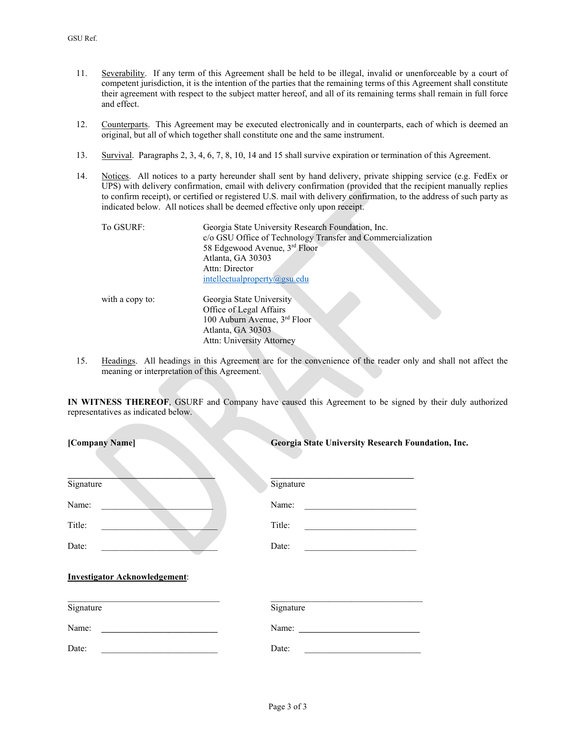11. Severability. If any term of this Agreement shall be held to be illegal, invalid or unenforceable by a court of competent jurisdiction, it is the intention of the parties that the remaining terms of this Agreement shall constitute their agreement with respect to the subject matter hereof, and all of its remaining terms shall remain in full force and effect.

12. Counterparts. This Agreement may be executed electronically and in counterparts, each of which is deemed an original, but all of which together shall constitute one and the same instrument.

13. Survival. Paragraphs 2, 3, 4, 6, 7, 8, 10, 14 and 15 shall survive expiration or termination of this Agreement.

14. Notices. All notices to a party hereunder shall sent by hand delivery, private shipping service (e.g. FedEx or UPS) with delivery confirmation, email with delivery confirmation (provided that the recipient manually replies to confirm receipt), or certified or registered U.S. mail with delivery confirmation, to the address of such party as indicated below. All notices shall be deemed effective only upon receipt.

    To GSURF:
    Georgia State University Research Foundation, Inc.
    c/o GSU Office of Technology Transfer and Commercialization
    58 Edgewood Avenue, 3rd Floor
    Atlanta, GA 30303
    Attn: Director
    intellectualproperty@gsu.edu

    with a copy to:
    Georgia State University
    Office of Legal Affairs
    100 Auburn Avenue, 3rd Floor
    Atlanta, GA 30303
    Attn: University Attorney

15. Headings. All headings in this Agreement are for the convenience of the reader only and shall not affect the meaning or interpretation of this Agreement.

**IN WITNESS THEREOF**, GSURF and Company have caused this Agreement to be signed by their duly authorized representatives as indicated below.

**[Company Name]**

_________________________________
Signature

Name: ________________________

Title: ________________________

Date: ________________________

**Georgia State University Research Foundation, Inc.**

_________________________________
Signature

Name: ________________________

Title: ________________________

Date: ________________________

**Investigator Acknowledgement**:

_________________________________
Signature

Name: ________________________

Date: ________________________

_________________________________
Signature

Name: ________________________

Date: ________________________